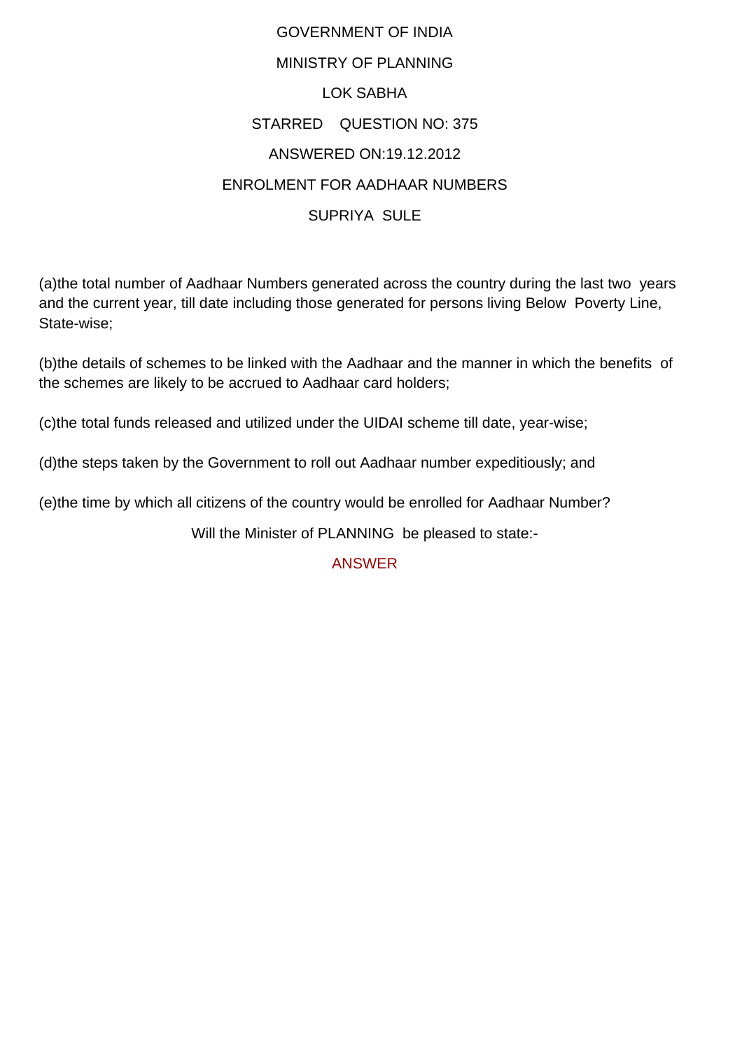GOVERNMENT OF INDIA

MINISTRY OF PLANNING

LOK SABHA

STARRED QUESTION NO: 375

ANSWERED ON:19.12.2012

ENROLMENT FOR AADHAAR NUMBERS

SUPRIYA SULE

(a)the total number of Aadhaar Numbers generated across the country during the last two years and the current year, till date including those generated for persons living Below Poverty Line, State-wise;

(b)the details of schemes to be linked with the Aadhaar and the manner in which the benefits of the schemes are likely to be accrued to Aadhaar card holders;

(c)the total funds released and utilized under the UIDAI scheme till date, year-wise;

(d)the steps taken by the Government to roll out Aadhaar number expeditiously; and

(e)the time by which all citizens of the country would be enrolled for Aadhaar Number?

Will the Minister of PLANNING be pleased to state:-

ANSWER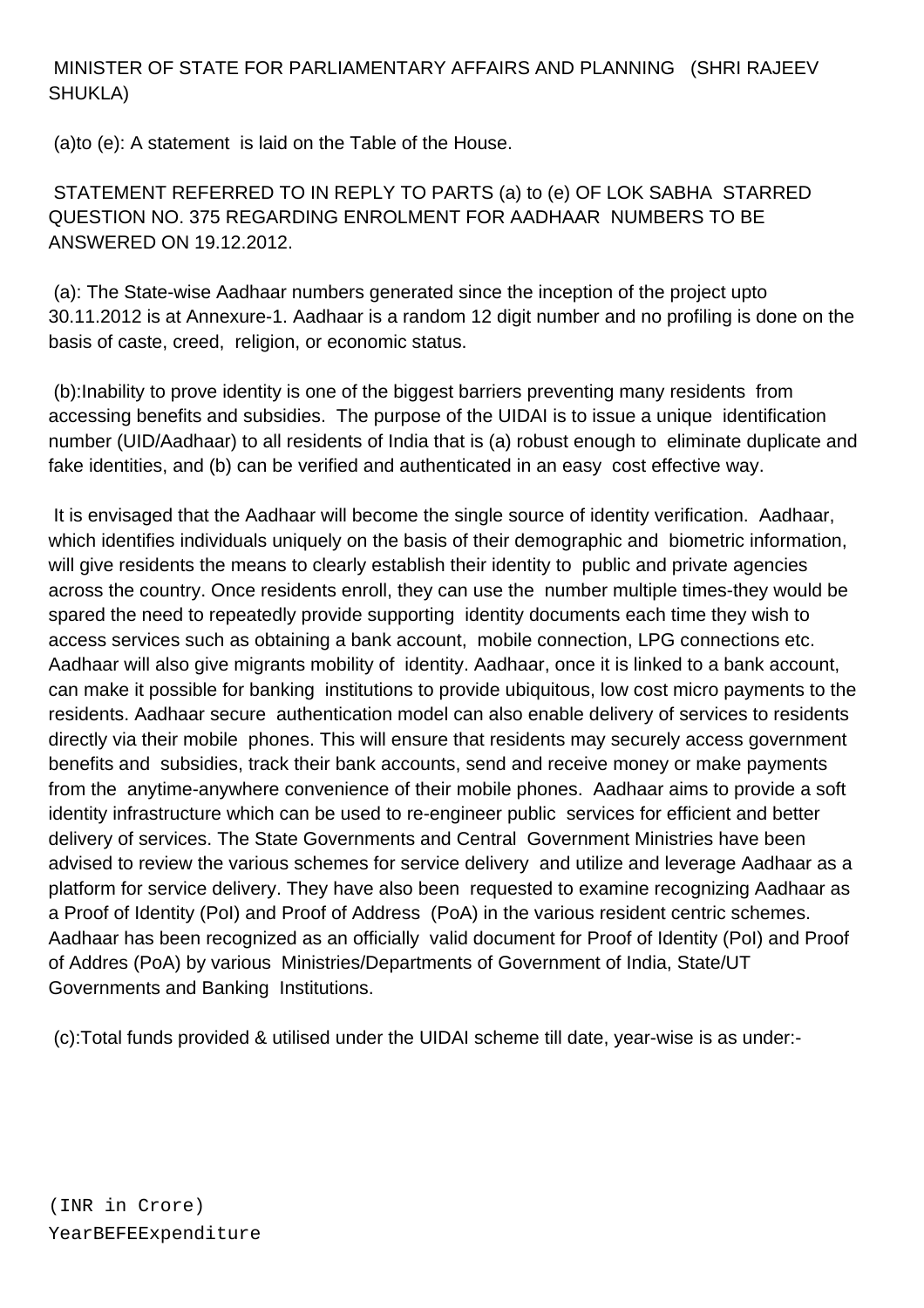MINISTER OF STATE FOR PARLIAMENTARY AFFAIRS AND PLANNING (SHRI RAJEEV SHUKLA)

(a)to (e): A statement is laid on the Table of the House.

STATEMENT REFERRED TO IN REPLY TO PARTS (a) to (e) OF LOK SABHA STARRED QUESTION NO. 375 REGARDING ENROLMENT FOR AADHAAR NUMBERS TO BE ANSWERED ON 19.12.2012.

(a): The State-wise Aadhaar numbers generated since the inception of the project upto 30.11.2012 is at Annexure-1. Aadhaar is a random 12 digit number and no profiling is done on the basis of caste, creed, religion, or economic status.

(b):Inability to prove identity is one of the biggest barriers preventing many residents from accessing benefits and subsidies. The purpose of the UIDAI is to issue a unique identification number (UID/Aadhaar) to all residents of India that is (a) robust enough to eliminate duplicate and fake identities, and (b) can be verified and authenticated in an easy cost effective way.

It is envisaged that the Aadhaar will become the single source of identity verification. Aadhaar, which identifies individuals uniquely on the basis of their demographic and biometric information, will give residents the means to clearly establish their identity to public and private agencies across the country. Once residents enroll, they can use the number multiple times-they would be spared the need to repeatedly provide supporting identity documents each time they wish to access services such as obtaining a bank account, mobile connection, LPG connections etc. Aadhaar will also give migrants mobility of identity. Aadhaar, once it is linked to a bank account, can make it possible for banking institutions to provide ubiquitous, low cost micro payments to the residents. Aadhaar secure authentication model can also enable delivery of services to residents directly via their mobile phones. This will ensure that residents may securely access government benefits and subsidies, track their bank accounts, send and receive money or make payments from the anytime-anywhere convenience of their mobile phones. Aadhaar aims to provide a soft identity infrastructure which can be used to re-engineer public services for efficient and better delivery of services. The State Governments and Central Government Ministries have been advised to review the various schemes for service delivery and utilize and leverage Aadhaar as a platform for service delivery. They have also been requested to examine recognizing Aadhaar as a Proof of Identity (PoI) and Proof of Address (PoA) in the various resident centric schemes. Aadhaar has been recognized as an officially valid document for Proof of Identity (PoI) and Proof of Addres (PoA) by various Ministries/Departments of Government of India, State/UT Governments and Banking Institutions.

(c):Total funds provided & utilised under the UIDAI scheme till date, year-wise is as under:-

```
(INR in Crore)
YearBEFEExpenditure
```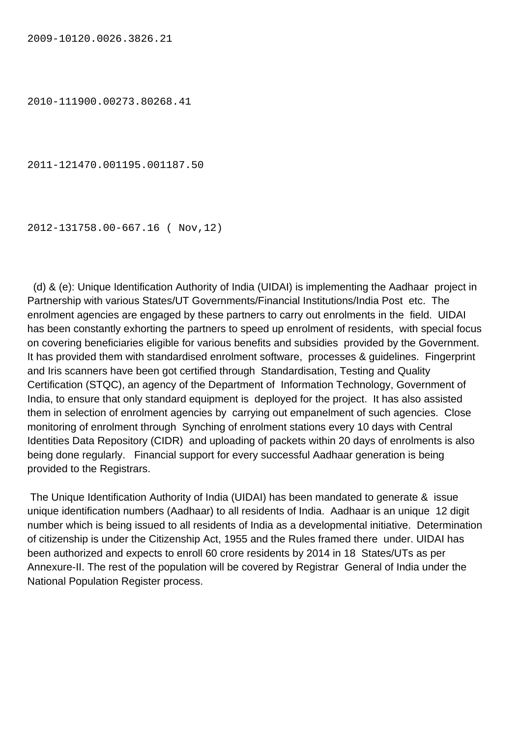2009-10120.0026.3826.21

2010-111900.00273.80268.41

2011-121470.001195.001187.50

2012-131758.00-667.16 ( Nov,12)

(d) & (e): Unique Identification Authority of India (UIDAI) is implementing the Aadhaar project in Partnership with various States/UT Governments/Financial Institutions/India Post etc. The enrolment agencies are engaged by these partners to carry out enrolments in the field. UIDAI has been constantly exhorting the partners to speed up enrolment of residents, with special focus on covering beneficiaries eligible for various benefits and subsidies provided by the Government. It has provided them with standardised enrolment software, processes & guidelines. Fingerprint and Iris scanners have been got certified through Standardisation, Testing and Quality Certification (STQC), an agency of the Department of Information Technology, Government of India, to ensure that only standard equipment is deployed for the project. It has also assisted them in selection of enrolment agencies by carrying out empanelment of such agencies. Close monitoring of enrolment through Synching of enrolment stations every 10 days with Central Identities Data Repository (CIDR) and uploading of packets within 20 days of enrolments is also being done regularly. Financial support for every successful Aadhaar generation is being provided to the Registrars.

The Unique Identification Authority of India (UIDAI) has been mandated to generate & issue unique identification numbers (Aadhaar) to all residents of India. Aadhaar is an unique 12 digit number which is being issued to all residents of India as a developmental initiative. Determination of citizenship is under the Citizenship Act, 1955 and the Rules framed there under. UIDAI has been authorized and expects to enroll 60 crore residents by 2014 in 18 States/UTs as per Annexure-II. The rest of the population will be covered by Registrar General of India under the National Population Register process.